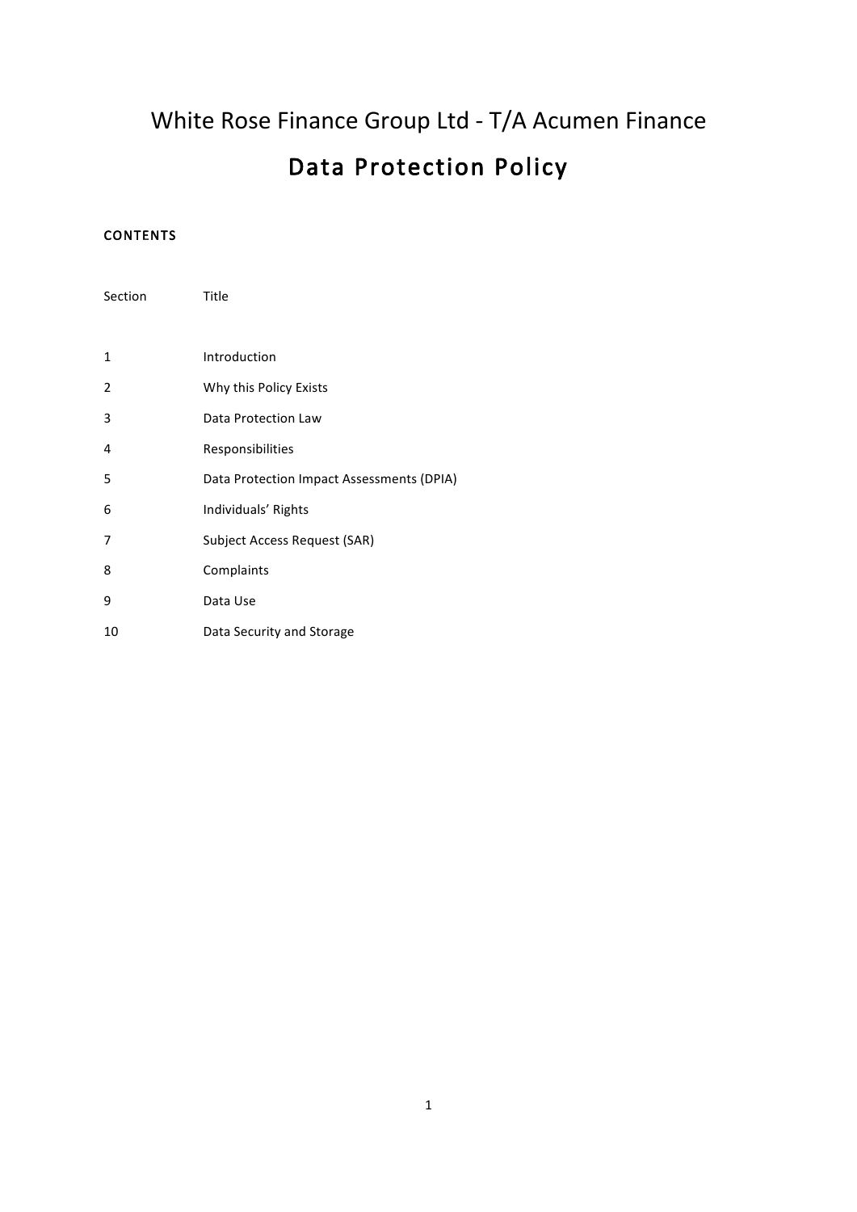# White Rose Finance Group Ltd - T/A Acumen Finance

## Data Protection Policy

**CONTENTS**

| Section | Title |
| --- | --- |
| 1 | Introduction |
| 2 | Why this Policy Exists |
| 3 | Data Protection Law |
| 4 | Responsibilities |
| 5 | Data Protection Impact Assessments (DPIA) |
| 6 | Individuals' Rights |
| 7 | Subject Access Request (SAR) |
| 8 | Complaints |
| 9 | Data Use |
| 10 | Data Security and Storage |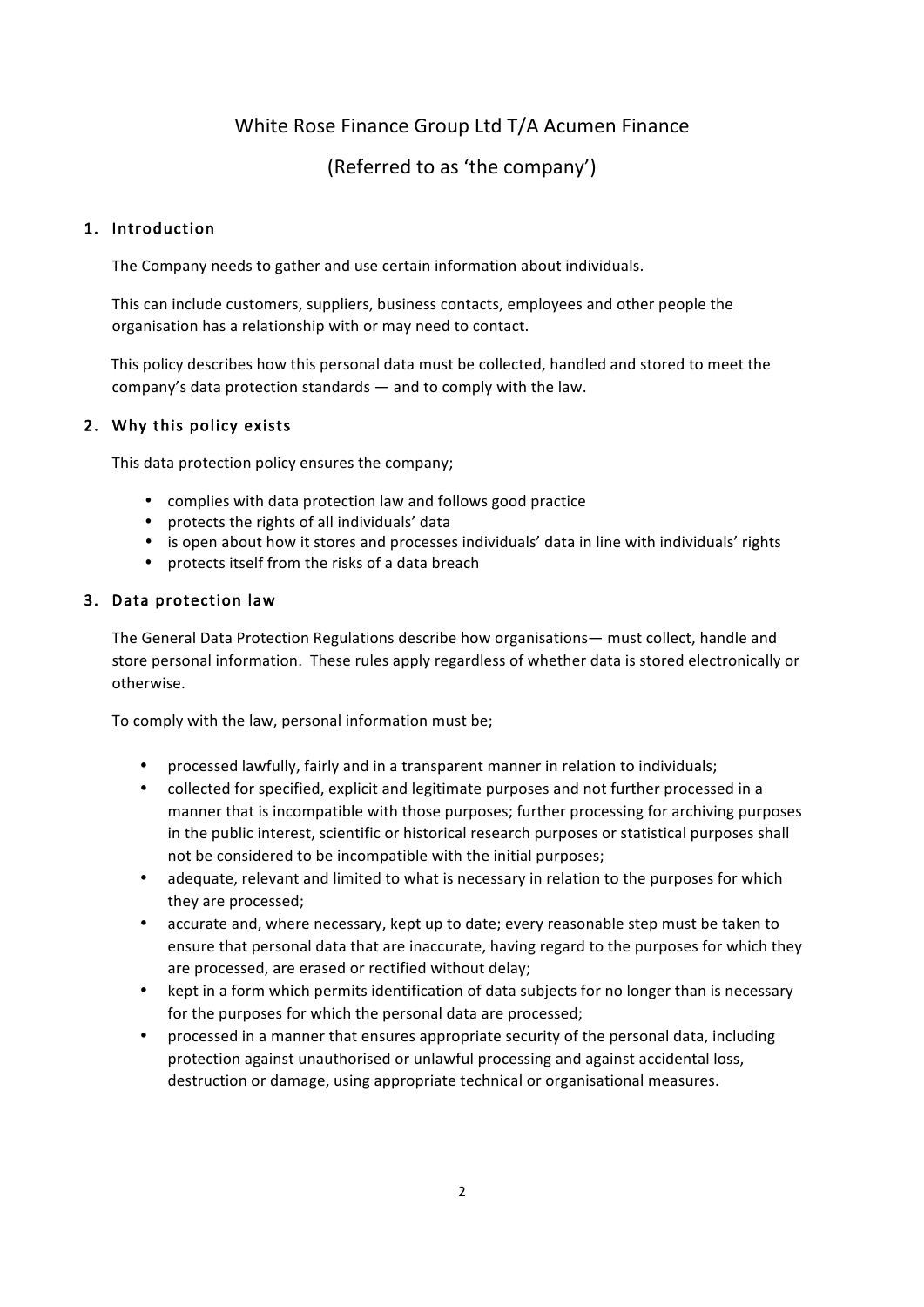White Rose Finance Group Ltd T/A Acumen Finance

(Referred to as 'the company')

## 1. Introduction

The Company needs to gather and use certain information about individuals.

This can include customers, suppliers, business contacts, employees and other people the organisation has a relationship with or may need to contact.

This policy describes how this personal data must be collected, handled and stored to meet the company's data protection standards — and to comply with the law.

## 2. Why this policy exists

This data protection policy ensures the company;

- complies with data protection law and follows good practice
- protects the rights of all individuals' data
- is open about how it stores and processes individuals' data in line with individuals' rights
- protects itself from the risks of a data breach

## 3. Data protection law

The General Data Protection Regulations describe how organisations— must collect, handle and store personal information. These rules apply regardless of whether data is stored electronically or otherwise.

To comply with the law, personal information must be;

- processed lawfully, fairly and in a transparent manner in relation to individuals;
- collected for specified, explicit and legitimate purposes and not further processed in a manner that is incompatible with those purposes; further processing for archiving purposes in the public interest, scientific or historical research purposes or statistical purposes shall not be considered to be incompatible with the initial purposes;
- adequate, relevant and limited to what is necessary in relation to the purposes for which they are processed;
- accurate and, where necessary, kept up to date; every reasonable step must be taken to ensure that personal data that are inaccurate, having regard to the purposes for which they are processed, are erased or rectified without delay;
- kept in a form which permits identification of data subjects for no longer than is necessary for the purposes for which the personal data are processed;
- processed in a manner that ensures appropriate security of the personal data, including protection against unauthorised or unlawful processing and against accidental loss, destruction or damage, using appropriate technical or organisational measures.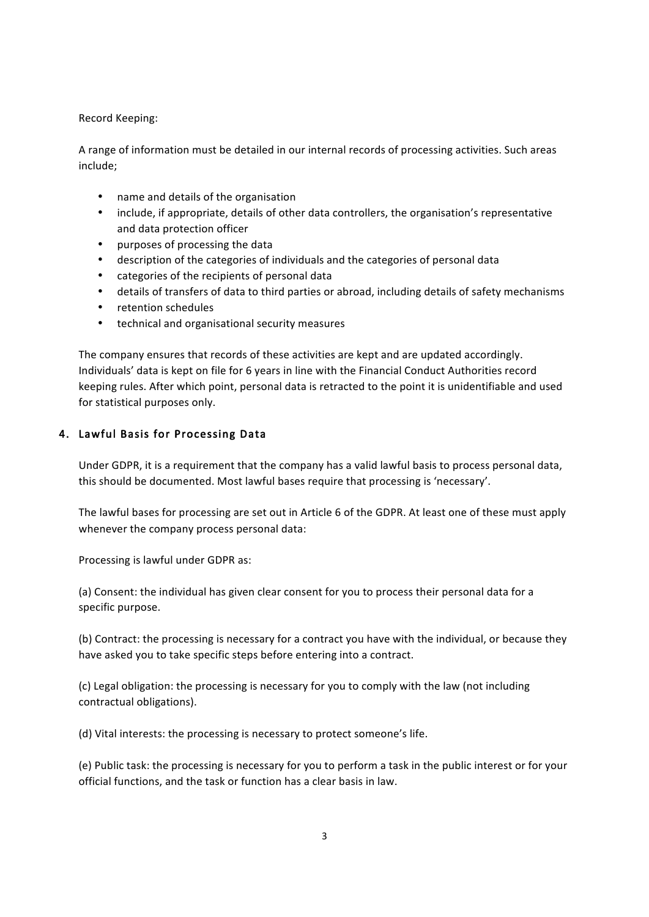Record Keeping:

A range of information must be detailed in our internal records of processing activities. Such areas include;

- name and details of the organisation
- include, if appropriate, details of other data controllers, the organisation's representative and data protection officer
- purposes of processing the data
- description of the categories of individuals and the categories of personal data
- categories of the recipients of personal data
- details of transfers of data to third parties or abroad, including details of safety mechanisms
- retention schedules
- technical and organisational security measures

The company ensures that records of these activities are kept and are updated accordingly. Individuals' data is kept on file for 6 years in line with the Financial Conduct Authorities record keeping rules. After which point, personal data is retracted to the point it is unidentifiable and used for statistical purposes only.

## 4. Lawful Basis for Processing Data

Under GDPR, it is a requirement that the company has a valid lawful basis to process personal data, this should be documented. Most lawful bases require that processing is 'necessary'.

The lawful bases for processing are set out in Article 6 of the GDPR. At least one of these must apply whenever the company process personal data:

Processing is lawful under GDPR as:

(a) Consent: the individual has given clear consent for you to process their personal data for a specific purpose.

(b) Contract: the processing is necessary for a contract you have with the individual, or because they have asked you to take specific steps before entering into a contract.

(c) Legal obligation: the processing is necessary for you to comply with the law (not including contractual obligations).

(d) Vital interests: the processing is necessary to protect someone's life.

(e) Public task: the processing is necessary for you to perform a task in the public interest or for your official functions, and the task or function has a clear basis in law.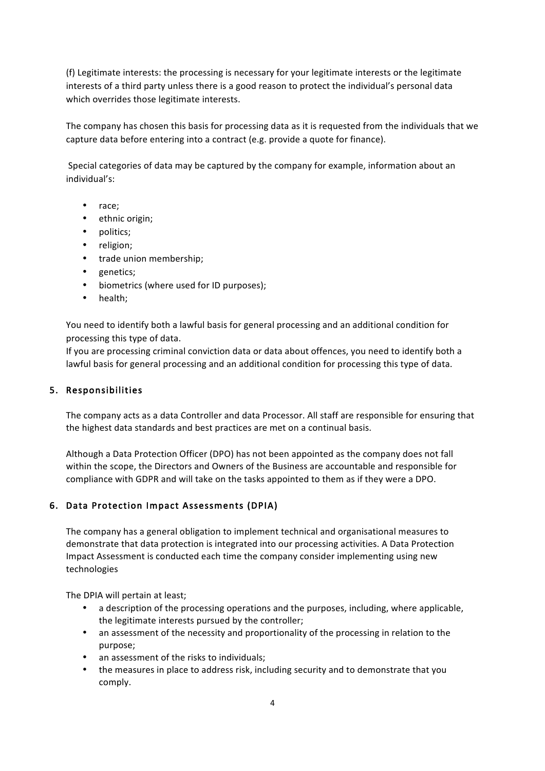(f) Legitimate interests: the processing is necessary for your legitimate interests or the legitimate interests of a third party unless there is a good reason to protect the individual's personal data which overrides those legitimate interests.

The company has chosen this basis for processing data as it is requested from the individuals that we capture data before entering into a contract (e.g. provide a quote for finance).

Special categories of data may be captured by the company for example, information about an individual's:

- race;
- ethnic origin;
- politics;
- religion;
- trade union membership;
- genetics;
- biometrics (where used for ID purposes);
- health;

You need to identify both a lawful basis for general processing and an additional condition for processing this type of data.
If you are processing criminal conviction data or data about offences, you need to identify both a lawful basis for general processing and an additional condition for processing this type of data.

## 5. Responsibilities

The company acts as a data Controller and data Processor. All staff are responsible for ensuring that the highest data standards and best practices are met on a continual basis.

Although a Data Protection Officer (DPO) has not been appointed as the company does not fall within the scope, the Directors and Owners of the Business are accountable and responsible for compliance with GDPR and will take on the tasks appointed to them as if they were a DPO.

## 6. Data Protection Impact Assessments (DPIA)

The company has a general obligation to implement technical and organisational measures to demonstrate that data protection is integrated into our processing activities. A Data Protection Impact Assessment is conducted each time the company consider implementing using new technologies

The DPIA will pertain at least;

- a description of the processing operations and the purposes, including, where applicable, the legitimate interests pursued by the controller;
- an assessment of the necessity and proportionality of the processing in relation to the purpose;
- an assessment of the risks to individuals;
- the measures in place to address risk, including security and to demonstrate that you comply.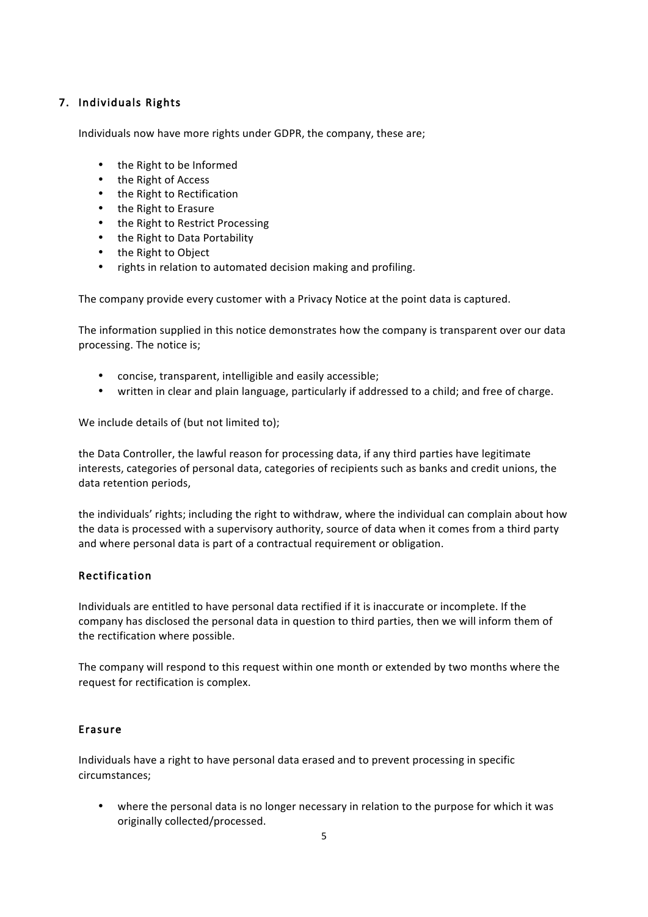## 7. Individuals Rights

Individuals now have more rights under GDPR, the company, these are;

- the Right to be Informed
- the Right of Access
- the Right to Rectification
- the Right to Erasure
- the Right to Restrict Processing
- the Right to Data Portability
- the Right to Object
- rights in relation to automated decision making and profiling.

The company provide every customer with a Privacy Notice at the point data is captured.

The information supplied in this notice demonstrates how the company is transparent over our data processing. The notice is;

- concise, transparent, intelligible and easily accessible;
- written in clear and plain language, particularly if addressed to a child; and free of charge.

We include details of (but not limited to);

the Data Controller, the lawful reason for processing data, if any third parties have legitimate interests, categories of personal data, categories of recipients such as banks and credit unions, the data retention periods,

the individuals' rights; including the right to withdraw, where the individual can complain about how the data is processed with a supervisory authority, source of data when it comes from a third party and where personal data is part of a contractual requirement or obligation.

### Rectification

Individuals are entitled to have personal data rectified if it is inaccurate or incomplete. If the company has disclosed the personal data in question to third parties, then we will inform them of the rectification where possible.

The company will respond to this request within one month or extended by two months where the request for rectification is complex.

### Erasure

Individuals have a right to have personal data erased and to prevent processing in specific circumstances;

- where the personal data is no longer necessary in relation to the purpose for which it was originally collected/processed.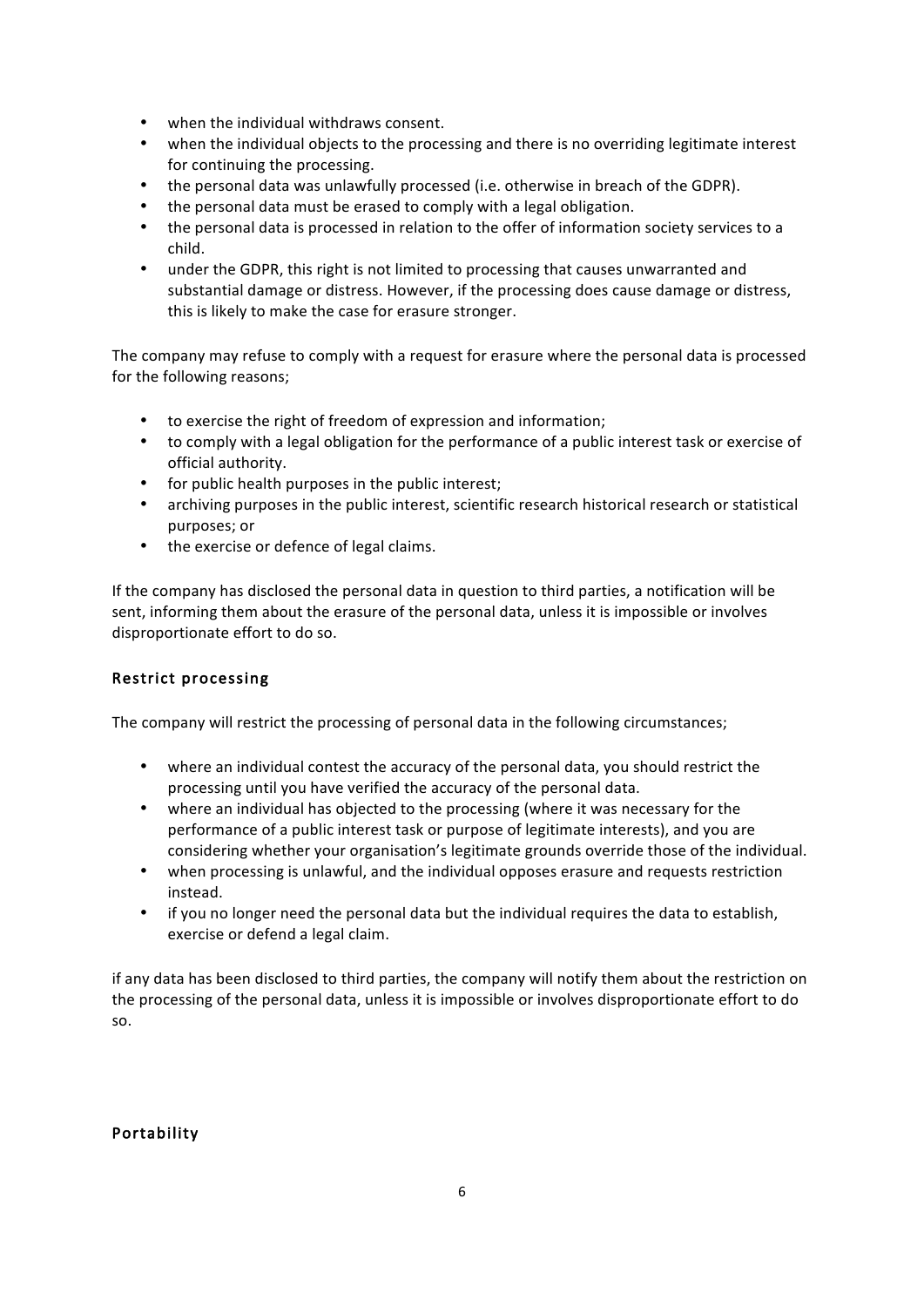- when the individual withdraws consent.
- when the individual objects to the processing and there is no overriding legitimate interest for continuing the processing.
- the personal data was unlawfully processed (i.e. otherwise in breach of the GDPR).
- the personal data must be erased to comply with a legal obligation.
- the personal data is processed in relation to the offer of information society services to a child.
- under the GDPR, this right is not limited to processing that causes unwarranted and substantial damage or distress. However, if the processing does cause damage or distress, this is likely to make the case for erasure stronger.

The company may refuse to comply with a request for erasure where the personal data is processed for the following reasons;

- to exercise the right of freedom of expression and information;
- to comply with a legal obligation for the performance of a public interest task or exercise of official authority.
- for public health purposes in the public interest;
- archiving purposes in the public interest, scientific research historical research or statistical purposes; or
- the exercise or defence of legal claims.

If the company has disclosed the personal data in question to third parties, a notification will be sent, informing them about the erasure of the personal data, unless it is impossible or involves disproportionate effort to do so.

### Restrict processing

The company will restrict the processing of personal data in the following circumstances;

- where an individual contest the accuracy of the personal data, you should restrict the processing until you have verified the accuracy of the personal data.
- where an individual has objected to the processing (where it was necessary for the performance of a public interest task or purpose of legitimate interests), and you are considering whether your organisation's legitimate grounds override those of the individual.
- when processing is unlawful, and the individual opposes erasure and requests restriction instead.
- if you no longer need the personal data but the individual requires the data to establish, exercise or defend a legal claim.

if any data has been disclosed to third parties, the company will notify them about the restriction on the processing of the personal data, unless it is impossible or involves disproportionate effort to do so.

### Portability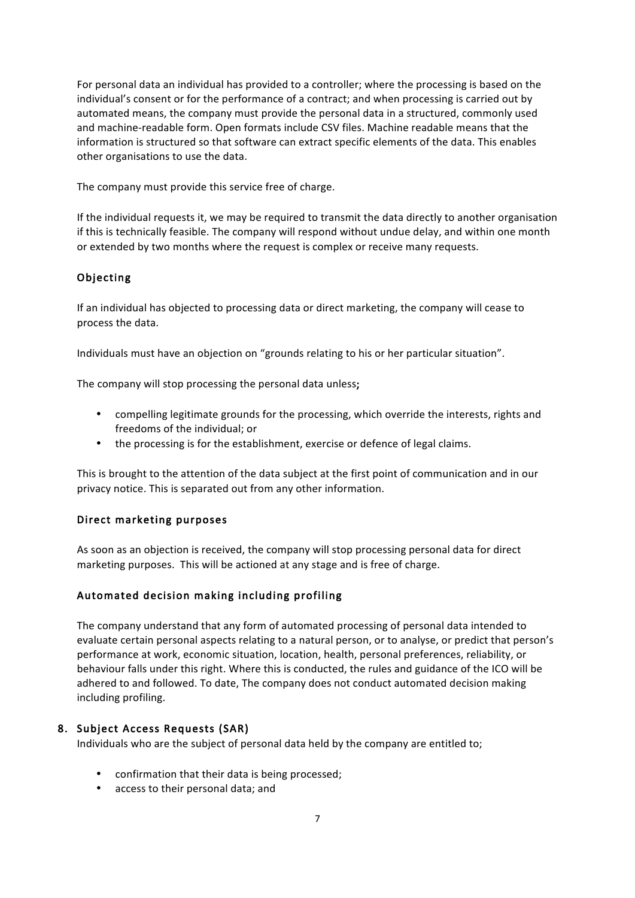For personal data an individual has provided to a controller; where the processing is based on the individual's consent or for the performance of a contract; and when processing is carried out by automated means, the company must provide the personal data in a structured, commonly used and machine-readable form. Open formats include CSV files. Machine readable means that the information is structured so that software can extract specific elements of the data. This enables other organisations to use the data.

The company must provide this service free of charge.

If the individual requests it, we may be required to transmit the data directly to another organisation if this is technically feasible. The company will respond without undue delay, and within one month or extended by two months where the request is complex or receive many requests.

### Objecting

If an individual has objected to processing data or direct marketing, the company will cease to process the data.

Individuals must have an objection on "grounds relating to his or her particular situation".

The company will stop processing the personal data unless**;**

- compelling legitimate grounds for the processing, which override the interests, rights and freedoms of the individual; or
- the processing is for the establishment, exercise or defence of legal claims.

This is brought to the attention of the data subject at the first point of communication and in our privacy notice. This is separated out from any other information.

### Direct marketing purposes

As soon as an objection is received, the company will stop processing personal data for direct marketing purposes. This will be actioned at any stage and is free of charge.

### Automated decision making including profiling

The company understand that any form of automated processing of personal data intended to evaluate certain personal aspects relating to a natural person, or to analyse, or predict that person's performance at work, economic situation, location, health, personal preferences, reliability, or behaviour falls under this right. Where this is conducted, the rules and guidance of the ICO will be adhered to and followed. To date, The company does not conduct automated decision making including profiling.

## 8. Subject Access Requests (SAR)

Individuals who are the subject of personal data held by the company are entitled to;

- confirmation that their data is being processed;
- access to their personal data; and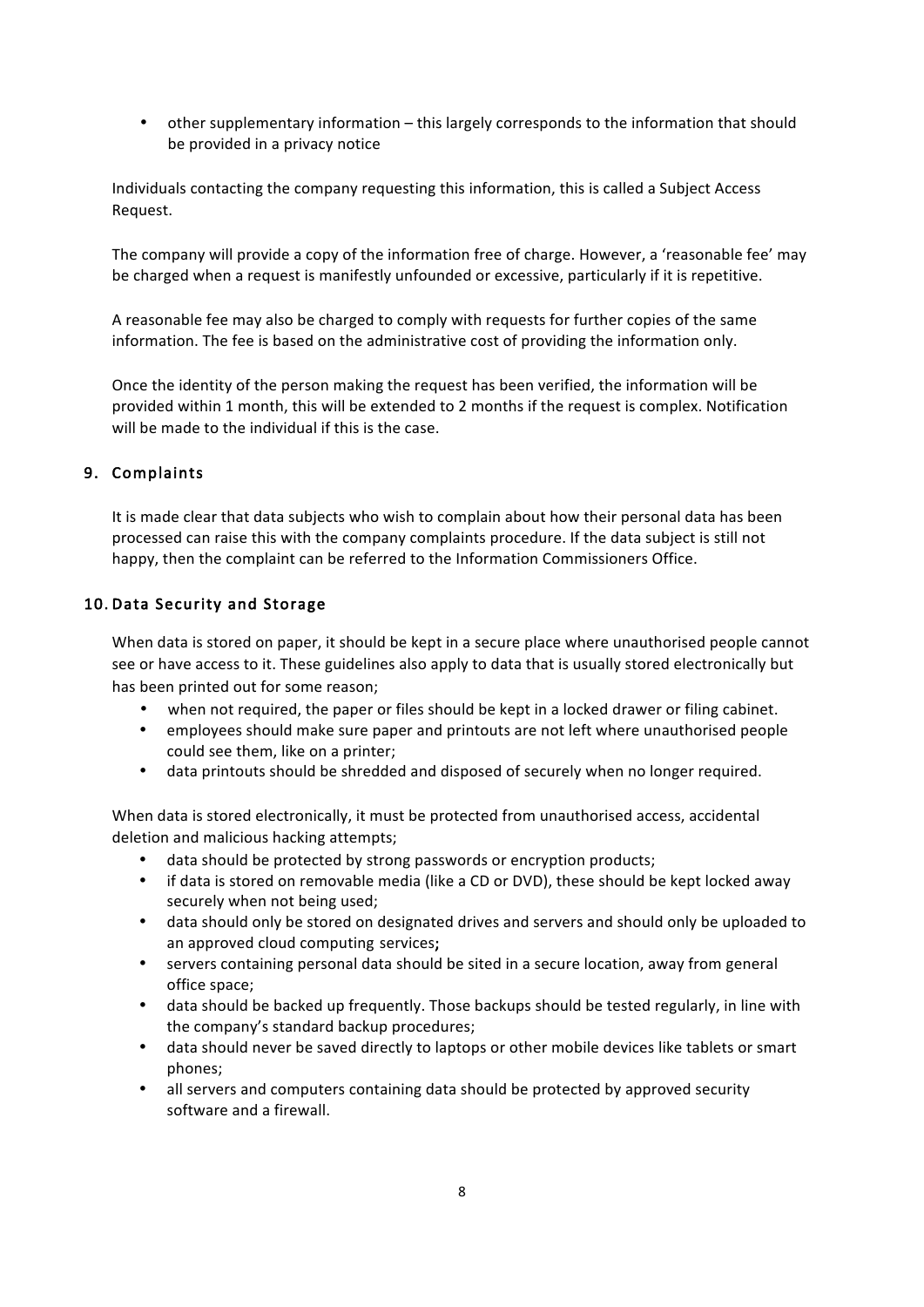- other supplementary information – this largely corresponds to the information that should be provided in a privacy notice

Individuals contacting the company requesting this information, this is called a Subject Access Request.

The company will provide a copy of the information free of charge. However, a 'reasonable fee' may be charged when a request is manifestly unfounded or excessive, particularly if it is repetitive.

A reasonable fee may also be charged to comply with requests for further copies of the same information. The fee is based on the administrative cost of providing the information only.

Once the identity of the person making the request has been verified, the information will be provided within 1 month, this will be extended to 2 months if the request is complex. Notification will be made to the individual if this is the case.

## 9. Complaints

It is made clear that data subjects who wish to complain about how their personal data has been processed can raise this with the company complaints procedure. If the data subject is still not happy, then the complaint can be referred to the Information Commissioners Office.

## 10. Data Security and Storage

When data is stored on paper, it should be kept in a secure place where unauthorised people cannot see or have access to it. These guidelines also apply to data that is usually stored electronically but has been printed out for some reason;

- when not required, the paper or files should be kept in a locked drawer or filing cabinet.
- employees should make sure paper and printouts are not left where unauthorised people could see them, like on a printer;
- data printouts should be shredded and disposed of securely when no longer required.

When data is stored electronically, it must be protected from unauthorised access, accidental deletion and malicious hacking attempts;

- data should be protected by strong passwords or encryption products;
- if data is stored on removable media (like a CD or DVD), these should be kept locked away securely when not being used;
- data should only be stored on designated drives and servers and should only be uploaded to an approved cloud computing services;
- servers containing personal data should be sited in a secure location, away from general office space;
- data should be backed up frequently. Those backups should be tested regularly, in line with the company's standard backup procedures;
- data should never be saved directly to laptops or other mobile devices like tablets or smart phones;
- all servers and computers containing data should be protected by approved security software and a firewall.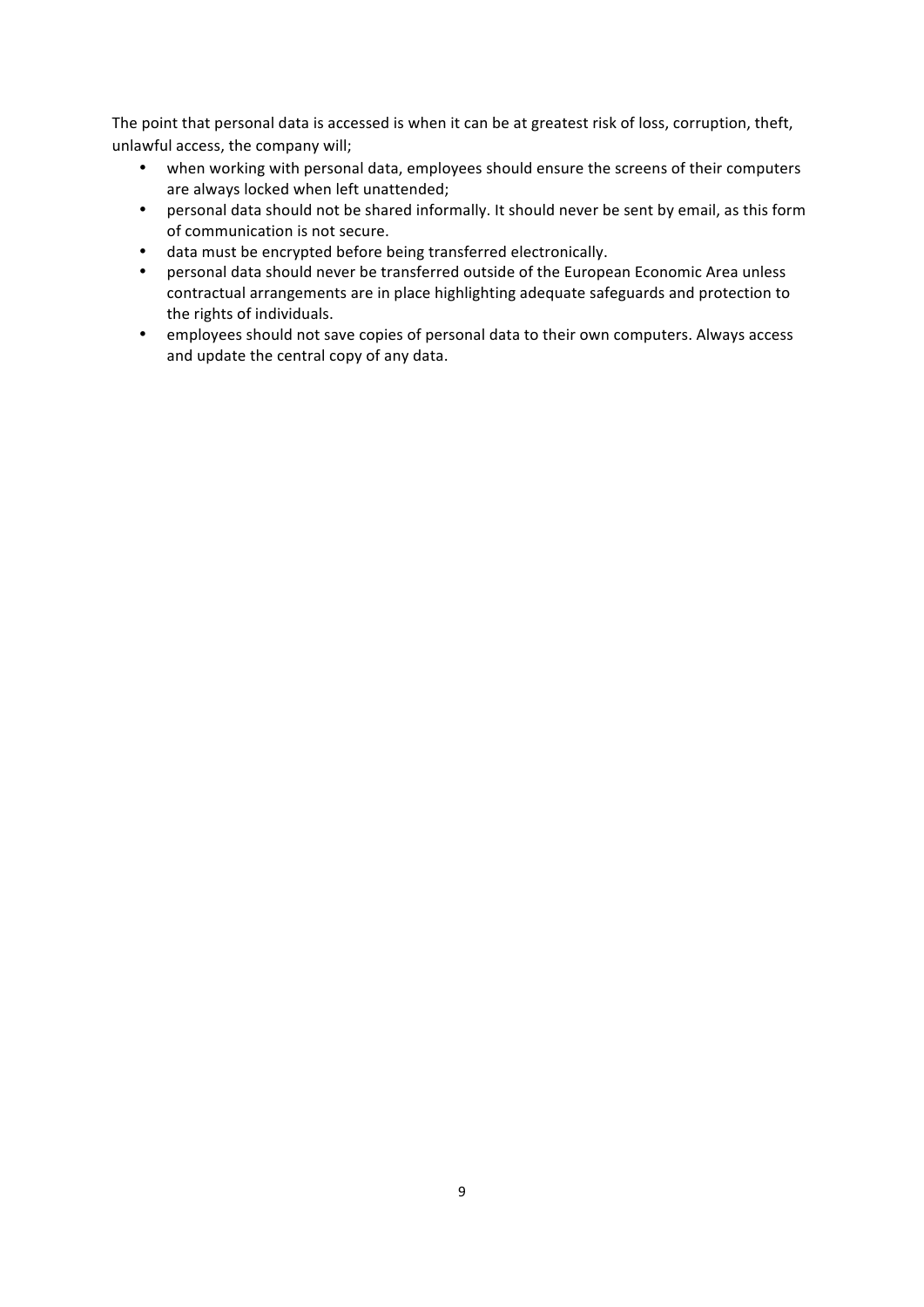The point that personal data is accessed is when it can be at greatest risk of loss, corruption, theft, unlawful access, the company will;

- when working with personal data, employees should ensure the screens of their computers are always locked when left unattended;
- personal data should not be shared informally. It should never be sent by email, as this form of communication is not secure.
- data must be encrypted before being transferred electronically.
- personal data should never be transferred outside of the European Economic Area unless contractual arrangements are in place highlighting adequate safeguards and protection to the rights of individuals.
- employees should not save copies of personal data to their own computers. Always access and update the central copy of any data.